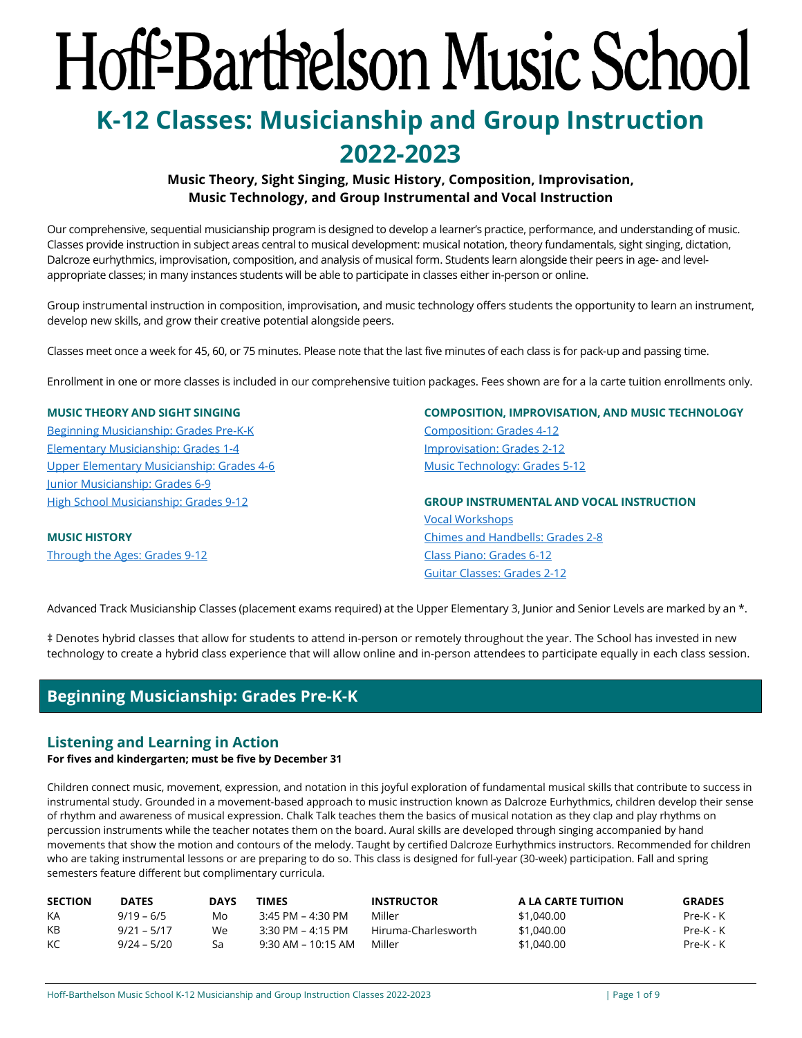# Hoff-Barthelson Music School

## K-12 Classes: Musicianship and Group Instruction 2022-2023

**Music Theory, Sight Singing, Music History, Composition, Improvisation, Music Technology, and Group Instrumental and Vocal Instruction**

Our comprehensive, sequential musicianship program is designed to develop a learner's practice, performance, and understanding of music. Classes provide instruction in subject areas central to musical development: musical notation, theory fundamentals, sight singing, dictation, Dalcroze eurhythmics, improvisation, composition, and analysis of musical form. Students learn alongside their peers in age- and level-appropriate classes; in many instances students will be able to participate in classes either in-person or online.

Group instrumental instruction in composition, improvisation, and music technology offers students the opportunity to learn an instrument, develop new skills, and grow their creative potential alongside peers.

Classes meet once a week for 45, 60, or 75 minutes. Please note that the last five minutes of each class is for pack-up and passing time.

Enrollment in one or more classes is included in our comprehensive tuition packages. Fees shown are for a la carte tuition enrollments only.

**MUSIC THEORY AND SIGHT SINGING**

- Beginning Musicianship: Grades Pre-K-K
- Elementary Musicianship: Grades 1-4
- Upper Elementary Musicianship: Grades 4-6
- Junior Musicianship: Grades 6-9
- High School Musicianship: Grades 9-12

**MUSIC HISTORY**

- Through the Ages: Grades 9-12

**COMPOSITION, IMPROVISATION, AND MUSIC TECHNOLOGY**

- Composition: Grades 4-12
- Improvisation: Grades 2-12
- Music Technology: Grades 5-12

**GROUP INSTRUMENTAL AND VOCAL INSTRUCTION**

- Vocal Workshops
- Chimes and Handbells: Grades 2-8
- Class Piano: Grades 6-12
- Guitar Classes: Grades 2-12

Advanced Track Musicianship Classes (placement exams required) at the Upper Elementary 3, Junior and Senior Levels are marked by an *.

‡ Denotes hybrid classes that allow for students to attend in-person or remotely throughout the year. The School has invested in new technology to create a hybrid class experience that will allow online and in-person attendees to participate equally in each class session.

## Beginning Musicianship: Grades Pre-K-K

### Listening and Learning in Action

**For fives and kindergarten; must be five by December 31**

Children connect music, movement, expression, and notation in this joyful exploration of fundamental musical skills that contribute to success in instrumental study. Grounded in a movement-based approach to music instruction known as Dalcroze Eurhythmics, children develop their sense of rhythm and awareness of musical expression. Chalk Talk teaches them the basics of musical notation as they clap and play rhythms on percussion instruments while the teacher notates them on the board. Aural skills are developed through singing accompanied by hand movements that show the motion and contours of the melody. Taught by certified Dalcroze Eurhythmics instructors. Recommended for children who are taking instrumental lessons or are preparing to do so. This class is designed for full-year (30-week) participation. Fall and spring semesters feature different but complimentary curricula.

| SECTION | DATES | DAYS | TIMES | INSTRUCTOR | A LA CARTE TUITION | GRADES |
|---|---|---|---|---|---|---|
| KA | 9/19 – 6/5 | Mo | 3:45 PM – 4:30 PM | Miller | $1,040.00 | Pre-K - K |
| KB | 9/21 – 5/17 | We | 3:30 PM – 4:15 PM | Hiruma-Charlesworth | $1,040.00 | Pre-K - K |
| KC | 9/24 – 5/20 | Sa | 9:30 AM – 10:15 AM | Miller | $1,040.00 | Pre-K - K |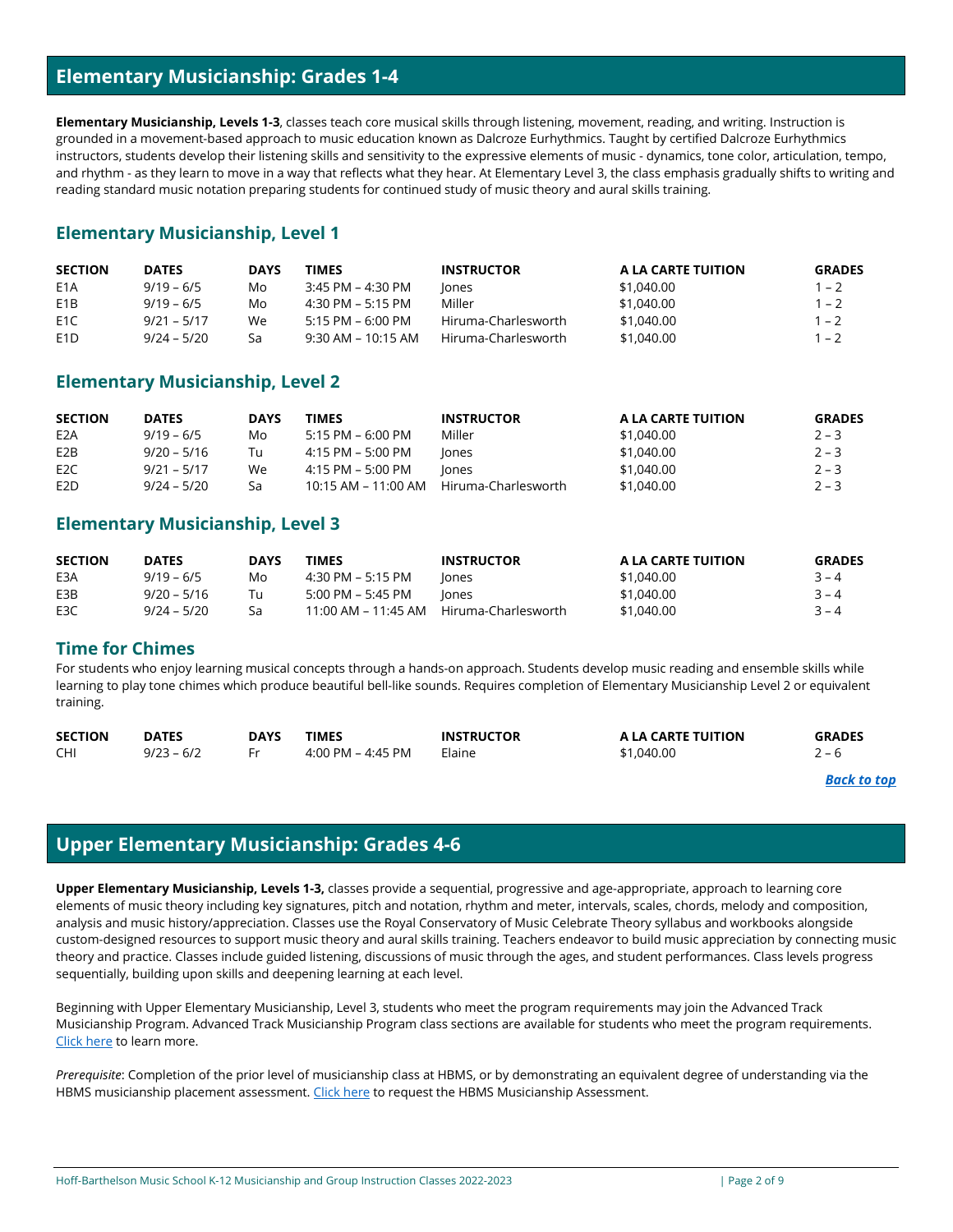## Elementary Musicianship: Grades 1-4

**Elementary Musicianship, Levels 1-3**, classes teach core musical skills through listening, movement, reading, and writing. Instruction is grounded in a movement-based approach to music education known as Dalcroze Eurhythmics. Taught by certified Dalcroze Eurhythmics instructors, students develop their listening skills and sensitivity to the expressive elements of music - dynamics, tone color, articulation, tempo, and rhythm - as they learn to move in a way that reflects what they hear. At Elementary Level 3, the class emphasis gradually shifts to writing and reading standard music notation preparing students for continued study of music theory and aural skills training.

### Elementary Musicianship, Level 1

| SECTION | DATES | DAYS | TIMES | INSTRUCTOR | A LA CARTE TUITION | GRADES |
|---|---|---|---|---|---|---|
| E1A | 9/19 – 6/5 | Mo | 3:45 PM – 4:30 PM | Jones | $1,040.00 | 1 – 2 |
| E1B | 9/19 – 6/5 | Mo | 4:30 PM – 5:15 PM | Miller | $1,040.00 | 1 – 2 |
| E1C | 9/21 – 5/17 | We | 5:15 PM – 6:00 PM | Hiruma-Charlesworth | $1,040.00 | 1 – 2 |
| E1D | 9/24 – 5/20 | Sa | 9:30 AM – 10:15 AM | Hiruma-Charlesworth | $1,040.00 | 1 – 2 |

### Elementary Musicianship, Level 2

| SECTION | DATES | DAYS | TIMES | INSTRUCTOR | A LA CARTE TUITION | GRADES |
|---|---|---|---|---|---|---|
| E2A | 9/19 – 6/5 | Mo | 5:15 PM – 6:00 PM | Miller | $1,040.00 | 2 – 3 |
| E2B | 9/20 – 5/16 | Tu | 4:15 PM – 5:00 PM | Jones | $1,040.00 | 2 – 3 |
| E2C | 9/21 – 5/17 | We | 4:15 PM – 5:00 PM | Jones | $1,040.00 | 2 – 3 |
| E2D | 9/24 – 5/20 | Sa | 10:15 AM – 11:00 AM | Hiruma-Charlesworth | $1,040.00 | 2 – 3 |

### Elementary Musicianship, Level 3

| SECTION | DATES | DAYS | TIMES | INSTRUCTOR | A LA CARTE TUITION | GRADES |
|---|---|---|---|---|---|---|
| E3A | 9/19 – 6/5 | Mo | 4:30 PM – 5:15 PM | Jones | $1,040.00 | 3 – 4 |
| E3B | 9/20 – 5/16 | Tu | 5:00 PM – 5:45 PM | Jones | $1,040.00 | 3 – 4 |
| E3C | 9/24 – 5/20 | Sa | 11:00 AM – 11:45 AM | Hiruma-Charlesworth | $1,040.00 | 3 – 4 |

### Time for Chimes

For students who enjoy learning musical concepts through a hands-on approach. Students develop music reading and ensemble skills while learning to play tone chimes which produce beautiful bell-like sounds. Requires completion of Elementary Musicianship Level 2 or equivalent training.

| SECTION | DATES | DAYS | TIMES | INSTRUCTOR | A LA CARTE TUITION | GRADES |
|---|---|---|---|---|---|---|
| CHI | 9/23 – 6/2 | Fr | 4:00 PM – 4:45 PM | Elaine | $1,040.00 | 2 – 6 |

*Back to top*

## Upper Elementary Musicianship: Grades 4-6

**Upper Elementary Musicianship, Levels 1-3,** classes provide a sequential, progressive and age-appropriate, approach to learning core elements of music theory including key signatures, pitch and notation, rhythm and meter, intervals, scales, chords, melody and composition, analysis and music history/appreciation. Classes use the Royal Conservatory of Music Celebrate Theory syllabus and workbooks alongside custom-designed resources to support music theory and aural skills training. Teachers endeavor to build music appreciation by connecting music theory and practice. Classes include guided listening, discussions of music through the ages, and student performances. Class levels progress sequentially, building upon skills and deepening learning at each level.

Beginning with Upper Elementary Musicianship, Level 3, students who meet the program requirements may join the Advanced Track Musicianship Program. Advanced Track Musicianship Program class sections are available for students who meet the program requirements. Click here to learn more.

*Prerequisite*: Completion of the prior level of musicianship class at HBMS, or by demonstrating an equivalent degree of understanding via the HBMS musicianship placement assessment. Click here to request the HBMS Musicianship Assessment.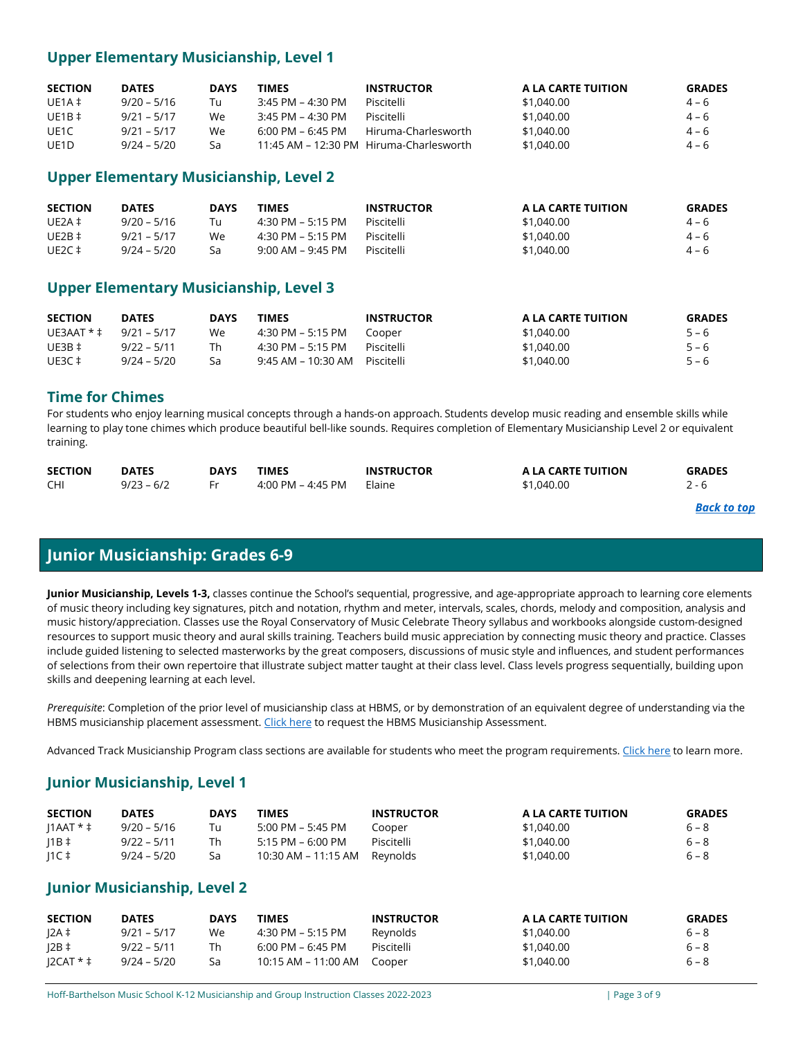## Upper Elementary Musicianship, Level 1

| SECTION | DATES | DAYS | TIMES | INSTRUCTOR | A LA CARTE TUITION | GRADES |
|---|---|---|---|---|---|---|
| UE1A ‡ | 9/20 – 5/16 | Tu | 3:45 PM – 4:30 PM | Piscitelli | $1,040.00 | 4 – 6 |
| UE1B ‡ | 9/21 – 5/17 | We | 3:45 PM – 4:30 PM | Piscitelli | $1,040.00 | 4 – 6 |
| UE1C | 9/21 – 5/17 | We | 6:00 PM – 6:45 PM | Hiruma-Charlesworth | $1,040.00 | 4 – 6 |
| UE1D | 9/24 – 5/20 | Sa | 11:45 AM – 12:30 PM | Hiruma-Charlesworth | $1,040.00 | 4 – 6 |

## Upper Elementary Musicianship, Level 2

| SECTION | DATES | DAYS | TIMES | INSTRUCTOR | A LA CARTE TUITION | GRADES |
|---|---|---|---|---|---|---|
| UE2A ‡ | 9/20 – 5/16 | Tu | 4:30 PM – 5:15 PM | Piscitelli | $1,040.00 | 4 – 6 |
| UE2B ‡ | 9/21 – 5/17 | We | 4:30 PM – 5:15 PM | Piscitelli | $1,040.00 | 4 – 6 |
| UE2C ‡ | 9/24 – 5/20 | Sa | 9:00 AM – 9:45 PM | Piscitelli | $1,040.00 | 4 – 6 |

## Upper Elementary Musicianship, Level 3

| SECTION | DATES | DAYS | TIMES | INSTRUCTOR | A LA CARTE TUITION | GRADES |
|---|---|---|---|---|---|---|
| UE3AAT * ‡ | 9/21 – 5/17 | We | 4:30 PM – 5:15 PM | Cooper | $1,040.00 | 5 – 6 |
| UE3B ‡ | 9/22 – 5/11 | Th | 4:30 PM – 5:15 PM | Piscitelli | $1,040.00 | 5 – 6 |
| UE3C ‡ | 9/24 – 5/20 | Sa | 9:45 AM – 10:30 AM | Piscitelli | $1,040.00 | 5 – 6 |

## Time for Chimes

For students who enjoy learning musical concepts through a hands-on approach. Students develop music reading and ensemble skills while learning to play tone chimes which produce beautiful bell-like sounds. Requires completion of Elementary Musicianship Level 2 or equivalent training.

| SECTION | DATES | DAYS | TIMES | INSTRUCTOR | A LA CARTE TUITION | GRADES |
|---|---|---|---|---|---|---|
| CHI | 9/23 – 6/2 | Fr | 4:00 PM – 4:45 PM | Elaine | $1,040.00 | 2 - 6 |

***Back to top***

# Junior Musicianship: Grades 6-9

**Junior Musicianship, Levels 1-3,** classes continue the School's sequential, progressive, and age-appropriate approach to learning core elements of music theory including key signatures, pitch and notation, rhythm and meter, intervals, scales, chords, melody and composition, analysis and music history/appreciation. Classes use the Royal Conservatory of Music Celebrate Theory syllabus and workbooks alongside custom-designed resources to support music theory and aural skills training. Teachers build music appreciation by connecting music theory and practice. Classes include guided listening to selected masterworks by the great composers, discussions of music style and influences, and student performances of selections from their own repertoire that illustrate subject matter taught at their class level. Class levels progress sequentially, building upon skills and deepening learning at each level.

*Prerequisite*: Completion of the prior level of musicianship class at HBMS, or by demonstration of an equivalent degree of understanding via the HBMS musicianship placement assessment. Click here to request the HBMS Musicianship Assessment.

Advanced Track Musicianship Program class sections are available for students who meet the program requirements. Click here to learn more.

## Junior Musicianship, Level 1

| SECTION | DATES | DAYS | TIMES | INSTRUCTOR | A LA CARTE TUITION | GRADES |
|---|---|---|---|---|---|---|
| J1AAT * ‡ | 9/20 – 5/16 | Tu | 5:00 PM – 5:45 PM | Cooper | $1,040.00 | 6 – 8 |
| J1B ‡ | 9/22 – 5/11 | Th | 5:15 PM – 6:00 PM | Piscitelli | $1,040.00 | 6 – 8 |
| J1C ‡ | 9/24 – 5/20 | Sa | 10:30 AM – 11:15 AM | Reynolds | $1,040.00 | 6 – 8 |

## Junior Musicianship, Level 2

| SECTION | DATES | DAYS | TIMES | INSTRUCTOR | A LA CARTE TUITION | GRADES |
|---|---|---|---|---|---|---|
| J2A ‡ | 9/21 – 5/17 | We | 4:30 PM – 5:15 PM | Reynolds | $1,040.00 | 6 – 8 |
| J2B ‡ | 9/22 – 5/11 | Th | 6:00 PM – 6:45 PM | Piscitelli | $1,040.00 | 6 – 8 |
| J2CAT * ‡ | 9/24 – 5/20 | Sa | 10:15 AM – 11:00 AM | Cooper | $1,040.00 | 6 – 8 |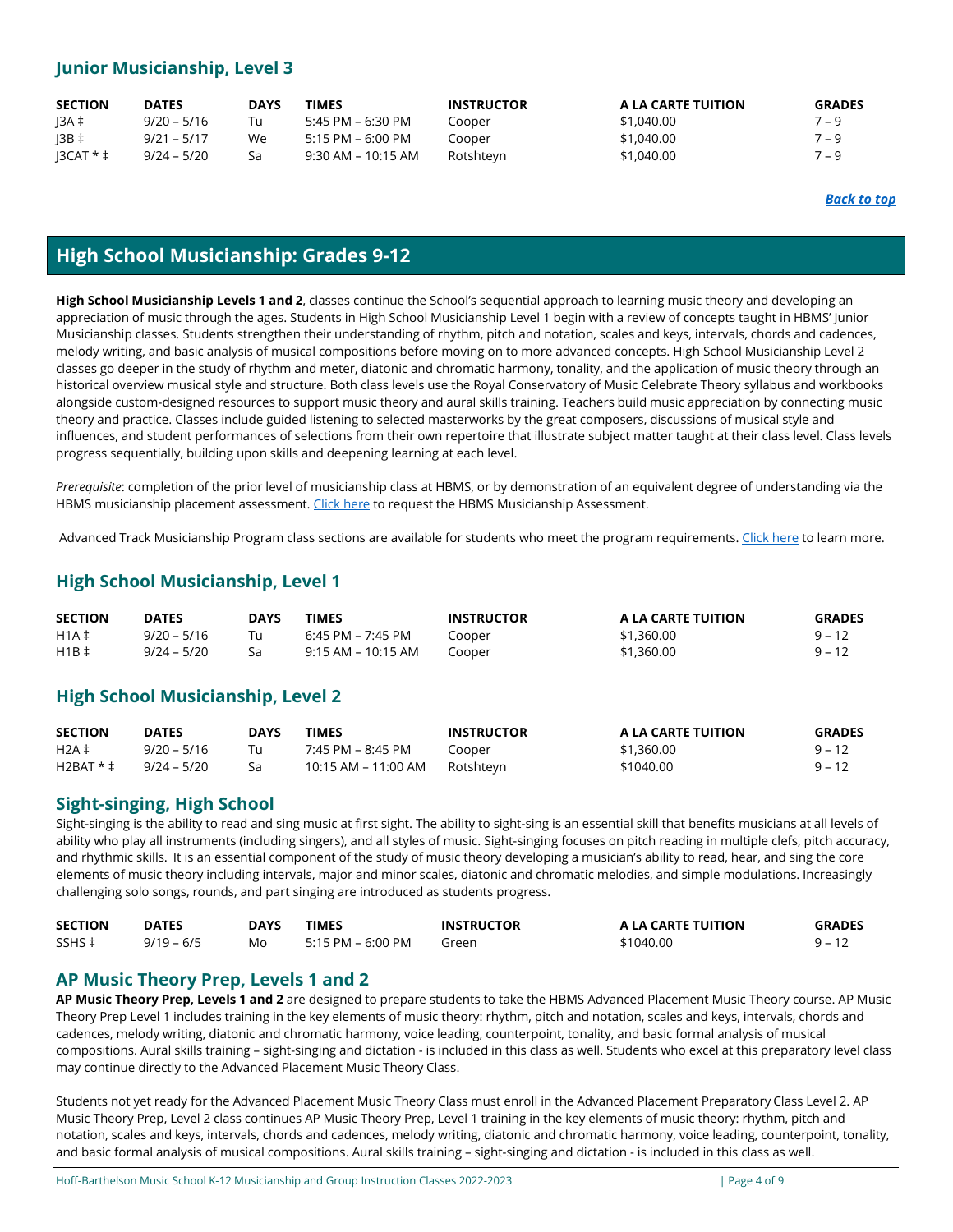## Junior Musicianship, Level 3

| SECTION | DATES | DAYS | TIMES | INSTRUCTOR | A LA CARTE TUITION | GRADES |
|---|---|---|---|---|---|---|
| J3A ‡ | 9/20 – 5/16 | Tu | 5:45 PM – 6:30 PM | Cooper | $1,040.00 | 7 – 9 |
| J3B ‡ | 9/21 – 5/17 | We | 5:15 PM – 6:00 PM | Cooper | $1,040.00 | 7 – 9 |
| J3CAT * ‡ | 9/24 – 5/20 | Sa | 9:30 AM – 10:15 AM | Rotshteyn | $1,040.00 | 7 – 9 |

*Back to top*

# High School Musicianship: Grades 9-12

**High School Musicianship Levels 1 and 2**, classes continue the School's sequential approach to learning music theory and developing an appreciation of music through the ages. Students in High School Musicianship Level 1 begin with a review of concepts taught in HBMS' Junior Musicianship classes. Students strengthen their understanding of rhythm, pitch and notation, scales and keys, intervals, chords and cadences, melody writing, and basic analysis of musical compositions before moving on to more advanced concepts. High School Musicianship Level 2 classes go deeper in the study of rhythm and meter, diatonic and chromatic harmony, tonality, and the application of music theory through an historical overview musical style and structure. Both class levels use the Royal Conservatory of Music Celebrate Theory syllabus and workbooks alongside custom-designed resources to support music theory and aural skills training. Teachers build music appreciation by connecting music theory and practice. Classes include guided listening to selected masterworks by the great composers, discussions of musical style and influences, and student performances of selections from their own repertoire that illustrate subject matter taught at their class level. Class levels progress sequentially, building upon skills and deepening learning at each level.

*Prerequisite*: completion of the prior level of musicianship class at HBMS, or by demonstration of an equivalent degree of understanding via the HBMS musicianship placement assessment. Click here to request the HBMS Musicianship Assessment.

Advanced Track Musicianship Program class sections are available for students who meet the program requirements. Click here to learn more.

## High School Musicianship, Level 1

| SECTION | DATES | DAYS | TIMES | INSTRUCTOR | A LA CARTE TUITION | GRADES |
|---|---|---|---|---|---|---|
| H1A ‡ | 9/20 – 5/16 | Tu | 6:45 PM – 7:45 PM | Cooper | $1,360.00 | 9 – 12 |
| H1B ‡ | 9/24 – 5/20 | Sa | 9:15 AM – 10:15 AM | Cooper | $1,360.00 | 9 – 12 |

## High School Musicianship, Level 2

| SECTION | DATES | DAYS | TIMES | INSTRUCTOR | A LA CARTE TUITION | GRADES |
|---|---|---|---|---|---|---|
| H2A ‡ | 9/20 – 5/16 | Tu | 7:45 PM – 8:45 PM | Cooper | $1,360.00 | 9 – 12 |
| H2BAT * ‡ | 9/24 – 5/20 | Sa | 10:15 AM – 11:00 AM | Rotshteyn | $1040.00 | 9 – 12 |

## Sight-singing, High School

Sight-singing is the ability to read and sing music at first sight. The ability to sight-sing is an essential skill that benefits musicians at all levels of ability who play all instruments (including singers), and all styles of music. Sight-singing focuses on pitch reading in multiple clefs, pitch accuracy, and rhythmic skills. It is an essential component of the study of music theory developing a musician's ability to read, hear, and sing the core elements of music theory including intervals, major and minor scales, diatonic and chromatic melodies, and simple modulations. Increasingly challenging solo songs, rounds, and part singing are introduced as students progress.

| SECTION | DATES | DAYS | TIMES | INSTRUCTOR | A LA CARTE TUITION | GRADES |
|---|---|---|---|---|---|---|
| SSHS ‡ | 9/19 – 6/5 | Mo | 5:15 PM – 6:00 PM | Green | $1040.00 | 9 – 12 |

## AP Music Theory Prep, Levels 1 and 2

**AP Music Theory Prep, Levels 1 and 2** are designed to prepare students to take the HBMS Advanced Placement Music Theory course. AP Music Theory Prep Level 1 includes training in the key elements of music theory: rhythm, pitch and notation, scales and keys, intervals, chords and cadences, melody writing, diatonic and chromatic harmony, voice leading, counterpoint, tonality, and basic formal analysis of musical compositions. Aural skills training – sight-singing and dictation - is included in this class as well. Students who excel at this preparatory level class may continue directly to the Advanced Placement Music Theory Class.

Students not yet ready for the Advanced Placement Music Theory Class must enroll in the Advanced Placement Preparatory Class Level 2. AP Music Theory Prep, Level 2 class continues AP Music Theory Prep, Level 1 training in the key elements of music theory: rhythm, pitch and notation, scales and keys, intervals, chords and cadences, melody writing, diatonic and chromatic harmony, voice leading, counterpoint, tonality, and basic formal analysis of musical compositions. Aural skills training – sight-singing and dictation - is included in this class as well.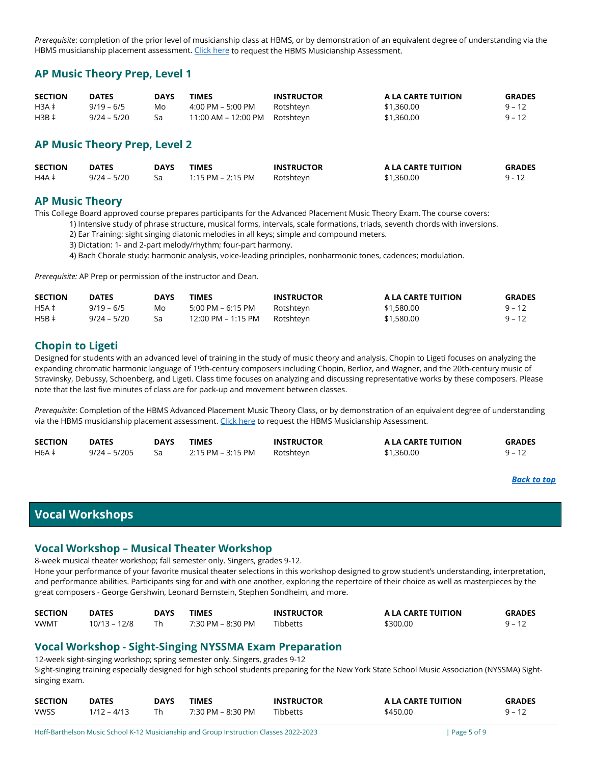*Prerequisite*: completion of the prior level of musicianship class at HBMS, or by demonstration of an equivalent degree of understanding via the HBMS musicianship placement assessment. [Click here](#) to request the HBMS Musicianship Assessment.

### AP Music Theory Prep, Level 1

| SECTION | DATES | DAYS | TIMES | INSTRUCTOR | A LA CARTE TUITION | GRADES |
|---|---|---|---|---|---|---|
| H3A ‡ | 9/19 – 6/5 | Mo | 4:00 PM – 5:00 PM | Rotshteyn | $1,360.00 | 9 – 12 |
| H3B ‡ | 9/24 – 5/20 | Sa | 11:00 AM – 12:00 PM | Rotshteyn | $1,360.00 | 9 – 12 |

### AP Music Theory Prep, Level 2

| SECTION | DATES | DAYS | TIMES | INSTRUCTOR | A LA CARTE TUITION | GRADES |
|---|---|---|---|---|---|---|
| H4A ‡ | 9/24 – 5/20 | Sa | 1:15 PM – 2:15 PM | Rotshteyn | $1,360.00 | 9 - 12 |

### AP Music Theory

This College Board approved course prepares participants for the Advanced Placement Music Theory Exam. The course covers:

1) Intensive study of phrase structure, musical forms, intervals, scale formations, triads, seventh chords with inversions.
2) Ear Training: sight singing diatonic melodies in all keys; simple and compound meters.
3) Dictation: 1- and 2-part melody/rhythm; four-part harmony.
4) Bach Chorale study: harmonic analysis, voice-leading principles, nonharmonic tones, cadences; modulation.

*Prerequisite:* AP Prep or permission of the instructor and Dean.

| SECTION | DATES | DAYS | TIMES | INSTRUCTOR | A LA CARTE TUITION | GRADES |
|---|---|---|---|---|---|---|
| H5A ‡ | 9/19 – 6/5 | Mo | 5:00 PM – 6:15 PM | Rotshteyn | $1,580.00 | 9 – 12 |
| H5B ‡ | 9/24 – 5/20 | Sa | 12:00 PM – 1:15 PM | Rotshteyn | $1,580.00 | 9 – 12 |

### Chopin to Ligeti

Designed for students with an advanced level of training in the study of music theory and analysis, Chopin to Ligeti focuses on analyzing the expanding chromatic harmonic language of 19th-century composers including Chopin, Berlioz, and Wagner, and the 20th-century music of Stravinsky, Debussy, Schoenberg, and Ligeti. Class time focuses on analyzing and discussing representative works by these composers. Please note that the last five minutes of class are for pack-up and movement between classes.

*Prerequisite*: Completion of the HBMS Advanced Placement Music Theory Class, or by demonstration of an equivalent degree of understanding via the HBMS musicianship placement assessment. [Click here](#) to request the HBMS Musicianship Assessment.

| SECTION | DATES | DAYS | TIMES | INSTRUCTOR | A LA CARTE TUITION | GRADES |
|---|---|---|---|---|---|---|
| H6A ‡ | 9/24 – 5/205 | Sa | 2:15 PM – 3:15 PM | Rotshteyn | $1,360.00 | 9 – 12 |

***Back to top***

## Vocal Workshops

### Vocal Workshop – Musical Theater Workshop

8-week musical theater workshop; fall semester only. Singers, grades 9-12.
Hone your performance of your favorite musical theater selections in this workshop designed to grow student's understanding, interpretation, and performance abilities. Participants sing for and with one another, exploring the repertoire of their choice as well as masterpieces by the great composers - George Gershwin, Leonard Bernstein, Stephen Sondheim, and more.

| SECTION | DATES | DAYS | TIMES | INSTRUCTOR | A LA CARTE TUITION | GRADES |
|---|---|---|---|---|---|---|
| VWMT | 10/13 – 12/8 | Th | 7:30 PM – 8:30 PM | Tibbetts | $300.00 | 9 – 12 |

### Vocal Workshop - Sight-Singing NYSSMA Exam Preparation

12-week sight-singing workshop; spring semester only. Singers, grades 9-12
Sight-singing training especially designed for high school students preparing for the New York State School Music Association (NYSSMA) Sight-singing exam.

| SECTION | DATES | DAYS | TIMES | INSTRUCTOR | A LA CARTE TUITION | GRADES |
|---|---|---|---|---|---|---|
| VWSS | 1/12 – 4/13 | Th | 7:30 PM – 8:30 PM | Tibbetts | $450.00 | 9 – 12 |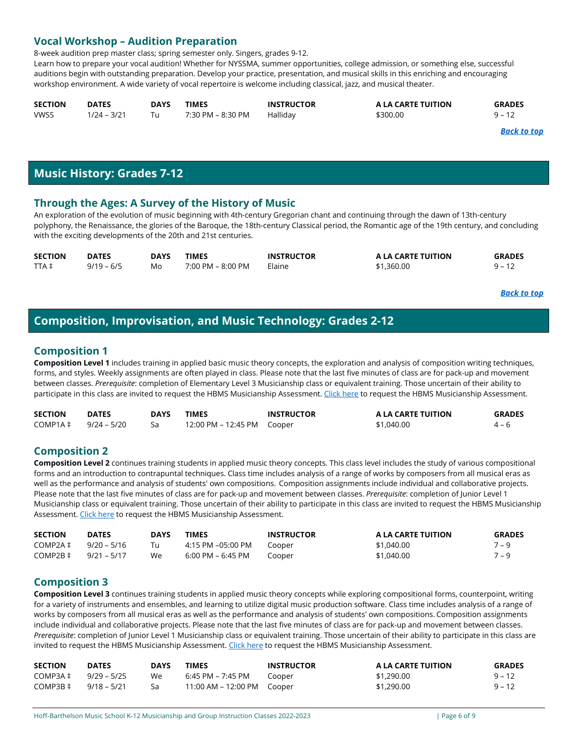### Vocal Workshop – Audition Preparation

8-week audition prep master class; spring semester only. Singers, grades 9-12.
Learn how to prepare your vocal audition! Whether for NYSSMA, summer opportunities, college admission, or something else, successful auditions begin with outstanding preparation. Develop your practice, presentation, and musical skills in this enriching and encouraging workshop environment. A wide variety of vocal repertoire is welcome including classical, jazz, and musical theater.

| SECTION | DATES | DAYS | TIMES | INSTRUCTOR | A LA CARTE TUITION | GRADES |
|---|---|---|---|---|---|---|
| VWSS | 1/24 – 3/21 | Tu | 7:30 PM – 8:30 PM | Halliday | $300.00 | 9 – 12 |

***Back to top***

## Music History: Grades 7-12

### Through the Ages: A Survey of the History of Music

An exploration of the evolution of music beginning with 4th-century Gregorian chant and continuing through the dawn of 13th-century polyphony, the Renaissance, the glories of the Baroque, the 18th-century Classical period, the Romantic age of the 19th century, and concluding with the exciting developments of the 20th and 21st centuries.

| SECTION | DATES | DAYS | TIMES | INSTRUCTOR | A LA CARTE TUITION | GRADES |
|---|---|---|---|---|---|---|
| TTA ‡ | 9/19 – 6/5 | Mo | 7:00 PM – 8:00 PM | Elaine | $1,360.00 | 9 – 12 |

***Back to top***

## Composition, Improvisation, and Music Technology: Grades 2-12

### Composition 1

**Composition Level 1** includes training in applied basic music theory concepts, the exploration and analysis of composition writing techniques, forms, and styles. Weekly assignments are often played in class. Please note that the last five minutes of class are for pack-up and movement between classes. *Prerequisite*: completion of Elementary Level 3 Musicianship class or equivalent training. Those uncertain of their ability to participate in this class are invited to request the HBMS Musicianship Assessment. Click here to request the HBMS Musicianship Assessment.

| SECTION | DATES | DAYS | TIMES | INSTRUCTOR | A LA CARTE TUITION | GRADES |
|---|---|---|---|---|---|---|
| COMP1A ‡ | 9/24 – 5/20 | Sa | 12:00 PM – 12:45 PM | Cooper | $1,040.00 | 4 – 6 |

### Composition 2

**Composition Level 2** continues training students in applied music theory concepts. This class level includes the study of various compositional forms and an introduction to contrapuntal techniques. Class time includes analysis of a range of works by composers from all musical eras as well as the performance and analysis of students' own compositions. Composition assignments include individual and collaborative projects. Please note that the last five minutes of class are for pack-up and movement between classes. *Prerequisite*: completion of Junior Level 1 Musicianship class or equivalent training. Those uncertain of their ability to participate in this class are invited to request the HBMS Musicianship Assessment. Click here to request the HBMS Musicianship Assessment.

| SECTION | DATES | DAYS | TIMES | INSTRUCTOR | A LA CARTE TUITION | GRADES |
|---|---|---|---|---|---|---|
| COMP2A ‡ | 9/20 – 5/16 | Tu | 4:15 PM –05:00 PM | Cooper | $1,040.00 | 7 – 9 |
| COMP2B ‡ | 9/21 – 5/17 | We | 6:00 PM – 6:45 PM | Cooper | $1,040.00 | 7 – 9 |

### Composition 3

**Composition Level 3** continues training students in applied music theory concepts while exploring compositional forms, counterpoint, writing for a variety of instruments and ensembles, and learning to utilize digital music production software. Class time includes analysis of a range of works by composers from all musical eras as well as the performance and analysis of students' own compositions. Composition assignments include individual and collaborative projects. Please note that the last five minutes of class are for pack-up and movement between classes. *Prerequisite*: completion of Junior Level 1 Musicianship class or equivalent training. Those uncertain of their ability to participate in this class are invited to request the HBMS Musicianship Assessment. Click here to request the HBMS Musicianship Assessment.

| SECTION | DATES | DAYS | TIMES | INSTRUCTOR | A LA CARTE TUITION | GRADES |
|---|---|---|---|---|---|---|
| COMP3A ‡ | 9/29 – 5/25 | We | 6:45 PM – 7:45 PM | Cooper | $1,290.00 | 9 – 12 |
| COMP3B ‡ | 9/18 – 5/21 | Sa | 11:00 AM – 12:00 PM | Cooper | $1,290.00 | 9 – 12 |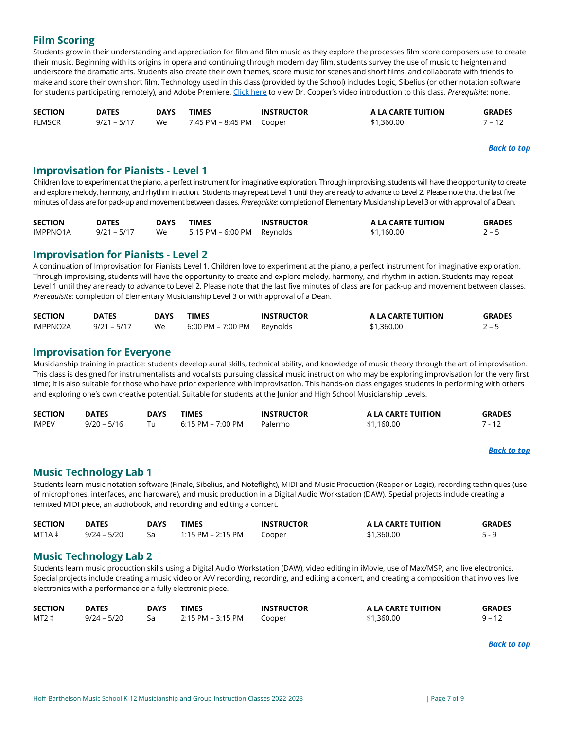## Film Scoring

Students grow in their understanding and appreciation for film and film music as they explore the processes film score composers use to create their music. Beginning with its origins in opera and continuing through modern day film, students survey the use of music to heighten and underscore the dramatic arts. Students also create their own themes, score music for scenes and short films, and collaborate with friends to make and score their own short film. Technology used in this class (provided by the School) includes Logic, Sibelius (or other notation software for students participating remotely), and Adobe Premiere. [Click here]() to view Dr. Cooper's video introduction to this class. *Prerequisite*: none.

| SECTION | DATES | DAYS | TIMES | INSTRUCTOR | A LA CARTE TUITION | GRADES |
|---|---|---|---|---|---|---|
| FLMSCR | 9/21 – 5/17 | We | 7:45 PM – 8:45 PM | Cooper | $1,360.00 | 7 – 12 |

***Back to top***

## Improvisation for Pianists - Level 1

Children love to experiment at the piano, a perfect instrument for imaginative exploration. Through improvising, students will have the opportunity to create and explore melody, harmony, and rhythm in action. Students may repeat Level 1 until they are ready to advance to Level 2. Please note that the last five minutes of class are for pack-up and movement between classes. *Prerequisite:* completion of Elementary Musicianship Level 3 or with approval of a Dean.

| SECTION | DATES | DAYS | TIMES | INSTRUCTOR | A LA CARTE TUITION | GRADES |
|---|---|---|---|---|---|---|
| IMPPNO1A | 9/21 – 5/17 | We | 5:15 PM – 6:00 PM | Reynolds | $1,160.00 | 2 – 5 |

## Improvisation for Pianists - Level 2

A continuation of Improvisation for Pianists Level 1. Children love to experiment at the piano, a perfect instrument for imaginative exploration. Through improvising, students will have the opportunity to create and explore melody, harmony, and rhythm in action. Students may repeat Level 1 until they are ready to advance to Level 2. Please note that the last five minutes of class are for pack-up and movement between classes. *Prerequisite:* completion of Elementary Musicianship Level 3 or with approval of a Dean.

| SECTION | DATES | DAYS | TIMES | INSTRUCTOR | A LA CARTE TUITION | GRADES |
|---|---|---|---|---|---|---|
| IMPPNO2A | 9/21 – 5/17 | We | 6:00 PM – 7:00 PM | Reynolds | $1,360.00 | 2 – 5 |

## Improvisation for Everyone

Musicianship training in practice: students develop aural skills, technical ability, and knowledge of music theory through the art of improvisation. This class is designed for instrumentalists and vocalists pursuing classical music instruction who may be exploring improvisation for the very first time; it is also suitable for those who have prior experience with improvisation. This hands-on class engages students in performing with others and exploring one's own creative potential. Suitable for students at the Junior and High School Musicianship Levels.

| SECTION | DATES | DAYS | TIMES | INSTRUCTOR | A LA CARTE TUITION | GRADES |
|---|---|---|---|---|---|---|
| IMPEV | 9/20 – 5/16 | Tu | 6:15 PM – 7:00 PM | Palermo | $1,160.00 | 7 - 12 |

***Back to top***

## Music Technology Lab 1

Students learn music notation software (Finale, Sibelius, and Noteflight), MIDI and Music Production (Reaper or Logic), recording techniques (use of microphones, interfaces, and hardware), and music production in a Digital Audio Workstation (DAW). Special projects include creating a remixed MIDI piece, an audiobook, and recording and editing a concert.

| SECTION | DATES | DAYS | TIMES | INSTRUCTOR | A LA CARTE TUITION | GRADES |
|---|---|---|---|---|---|---|
| MT1A ‡ | 9/24 – 5/20 | Sa | 1:15 PM – 2:15 PM | Cooper | $1,360.00 | 5 - 9 |

## Music Technology Lab 2

Students learn music production skills using a Digital Audio Workstation (DAW), video editing in iMovie, use of Max/MSP, and live electronics. Special projects include creating a music video or A/V recording, recording, and editing a concert, and creating a composition that involves live electronics with a performance or a fully electronic piece.

| SECTION | DATES | DAYS | TIMES | INSTRUCTOR | A LA CARTE TUITION | GRADES |
|---|---|---|---|---|---|---|
| MT2 ‡ | 9/24 – 5/20 | Sa | 2:15 PM – 3:15 PM | Cooper | $1,360.00 | 9 – 12 |

***Back to top***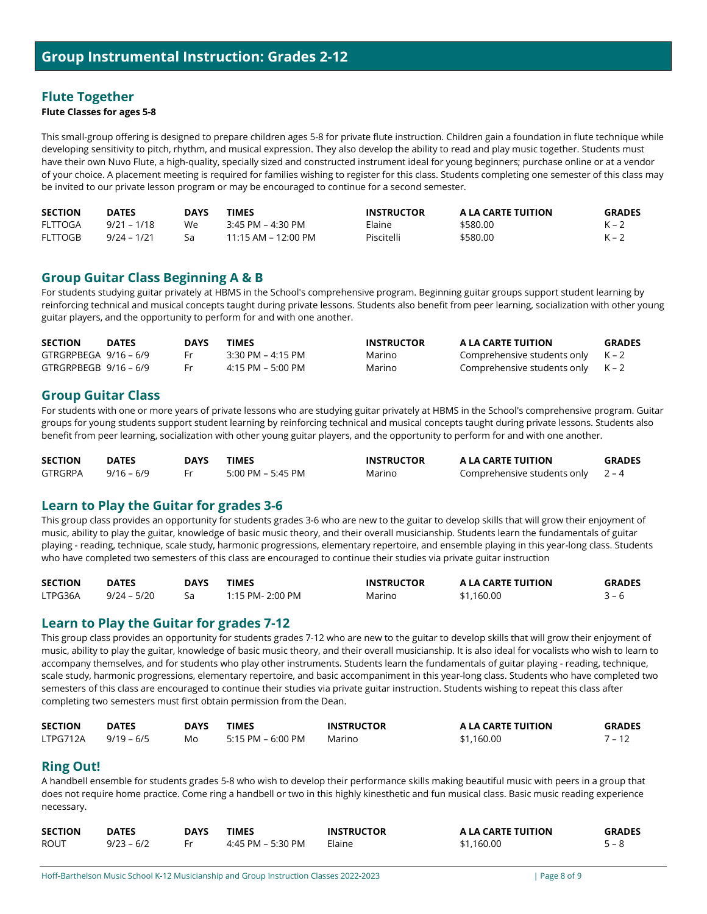# Group Instrumental Instruction: Grades 2-12

## Flute Together

**Flute Classes for ages 5-8**

This small-group offering is designed to prepare children ages 5-8 for private flute instruction. Children gain a foundation in flute technique while developing sensitivity to pitch, rhythm, and musical expression. They also develop the ability to read and play music together. Students must have their own Nuvo Flute, a high-quality, specially sized and constructed instrument ideal for young beginners; purchase online or at a vendor of your choice. A placement meeting is required for families wishing to register for this class. Students completing one semester of this class may be invited to our private lesson program or may be encouraged to continue for a second semester.

| SECTION | DATES | DAYS | TIMES | INSTRUCTOR | A LA CARTE TUITION | GRADES |
|---|---|---|---|---|---|---|
| FLTTOGA | 9/21 – 1/18 | We | 3:45 PM – 4:30 PM | Elaine | $580.00 | K – 2 |
| FLTTOGB | 9/24 – 1/21 | Sa | 11:15 AM – 12:00 PM | Piscitelli | $580.00 | K – 2 |

## Group Guitar Class Beginning A & B

For students studying guitar privately at HBMS in the School's comprehensive program. Beginning guitar groups support student learning by reinforcing technical and musical concepts taught during private lessons. Students also benefit from peer learning, socialization with other young guitar players, and the opportunity to perform for and with one another.

| SECTION | DATES | DAYS | TIMES | INSTRUCTOR | A LA CARTE TUITION | GRADES |
|---|---|---|---|---|---|---|
| GTRGRPBEGA | 9/16 – 6/9 | Fr | 3:30 PM – 4:15 PM | Marino | Comprehensive students only | K – 2 |
| GTRGRPBEGB | 9/16 – 6/9 | Fr | 4:15 PM – 5:00 PM | Marino | Comprehensive students only | K – 2 |

## Group Guitar Class

For students with one or more years of private lessons who are studying guitar privately at HBMS in the School's comprehensive program. Guitar groups for young students support student learning by reinforcing technical and musical concepts taught during private lessons. Students also benefit from peer learning, socialization with other young guitar players, and the opportunity to perform for and with one another.

| SECTION | DATES | DAYS | TIMES | INSTRUCTOR | A LA CARTE TUITION | GRADES |
|---|---|---|---|---|---|---|
| GTRGRPA | 9/16 – 6/9 | Fr | 5:00 PM – 5:45 PM | Marino | Comprehensive students only | 2 – 4 |

## Learn to Play the Guitar for grades 3-6

This group class provides an opportunity for students grades 3-6 who are new to the guitar to develop skills that will grow their enjoyment of music, ability to play the guitar, knowledge of basic music theory, and their overall musicianship. Students learn the fundamentals of guitar playing - reading, technique, scale study, harmonic progressions, elementary repertoire, and ensemble playing in this year-long class. Students who have completed two semesters of this class are encouraged to continue their studies via private guitar instruction

| SECTION | DATES | DAYS | TIMES | INSTRUCTOR | A LA CARTE TUITION | GRADES |
|---|---|---|---|---|---|---|
| LTPG36A | 9/24 – 5/20 | Sa | 1:15 PM- 2:00 PM | Marino | $1,160.00 | 3 – 6 |

## Learn to Play the Guitar for grades 7-12

This group class provides an opportunity for students grades 7-12 who are new to the guitar to develop skills that will grow their enjoyment of music, ability to play the guitar, knowledge of basic music theory, and their overall musicianship. It is also ideal for vocalists who wish to learn to accompany themselves, and for students who play other instruments. Students learn the fundamentals of guitar playing - reading, technique, scale study, harmonic progressions, elementary repertoire, and basic accompaniment in this year-long class. Students who have completed two semesters of this class are encouraged to continue their studies via private guitar instruction. Students wishing to repeat this class after completing two semesters must first obtain permission from the Dean.

| SECTION | DATES | DAYS | TIMES | INSTRUCTOR | A LA CARTE TUITION | GRADES |
|---|---|---|---|---|---|---|
| LTPG712A | 9/19 – 6/5 | Mo | 5:15 PM – 6:00 PM | Marino | $1,160.00 | 7 – 12 |

## Ring Out!

A handbell ensemble for students grades 5-8 who wish to develop their performance skills making beautiful music with peers in a group that does not require home practice. Come ring a handbell or two in this highly kinesthetic and fun musical class. Basic music reading experience necessary.

| SECTION | DATES | DAYS | TIMES | INSTRUCTOR | A LA CARTE TUITION | GRADES |
|---|---|---|---|---|---|---|
| ROUT | 9/23 – 6/2 | Fr | 4:45 PM – 5:30 PM | Elaine | $1,160.00 | 5 – 8 |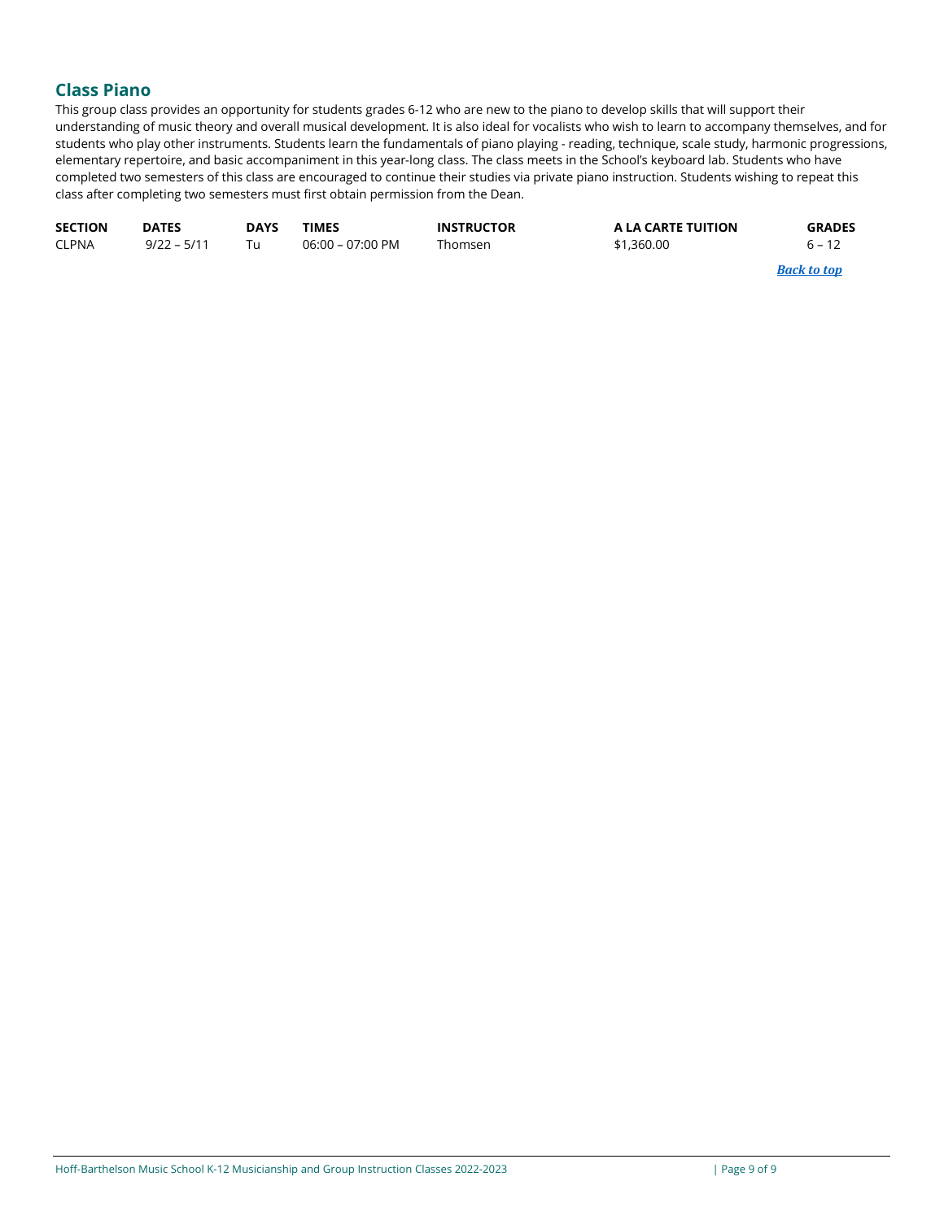## Class Piano

This group class provides an opportunity for students grades 6-12 who are new to the piano to develop skills that will support their understanding of music theory and overall musical development. It is also ideal for vocalists who wish to learn to accompany themselves, and for students who play other instruments. Students learn the fundamentals of piano playing - reading, technique, scale study, harmonic progressions, elementary repertoire, and basic accompaniment in this year-long class. The class meets in the School's keyboard lab. Students who have completed two semesters of this class are encouraged to continue their studies via private piano instruction. Students wishing to repeat this class after completing two semesters must first obtain permission from the Dean.

| SECTION | DATES | DAYS | TIMES | INSTRUCTOR | A LA CARTE TUITION | GRADES |
|---|---|---|---|---|---|---|
| CLPNA | 9/22 – 5/11 | Tu | 06:00 – 07:00 PM | Thomsen | $1,360.00 | 6 – 12 |

***Back to top***